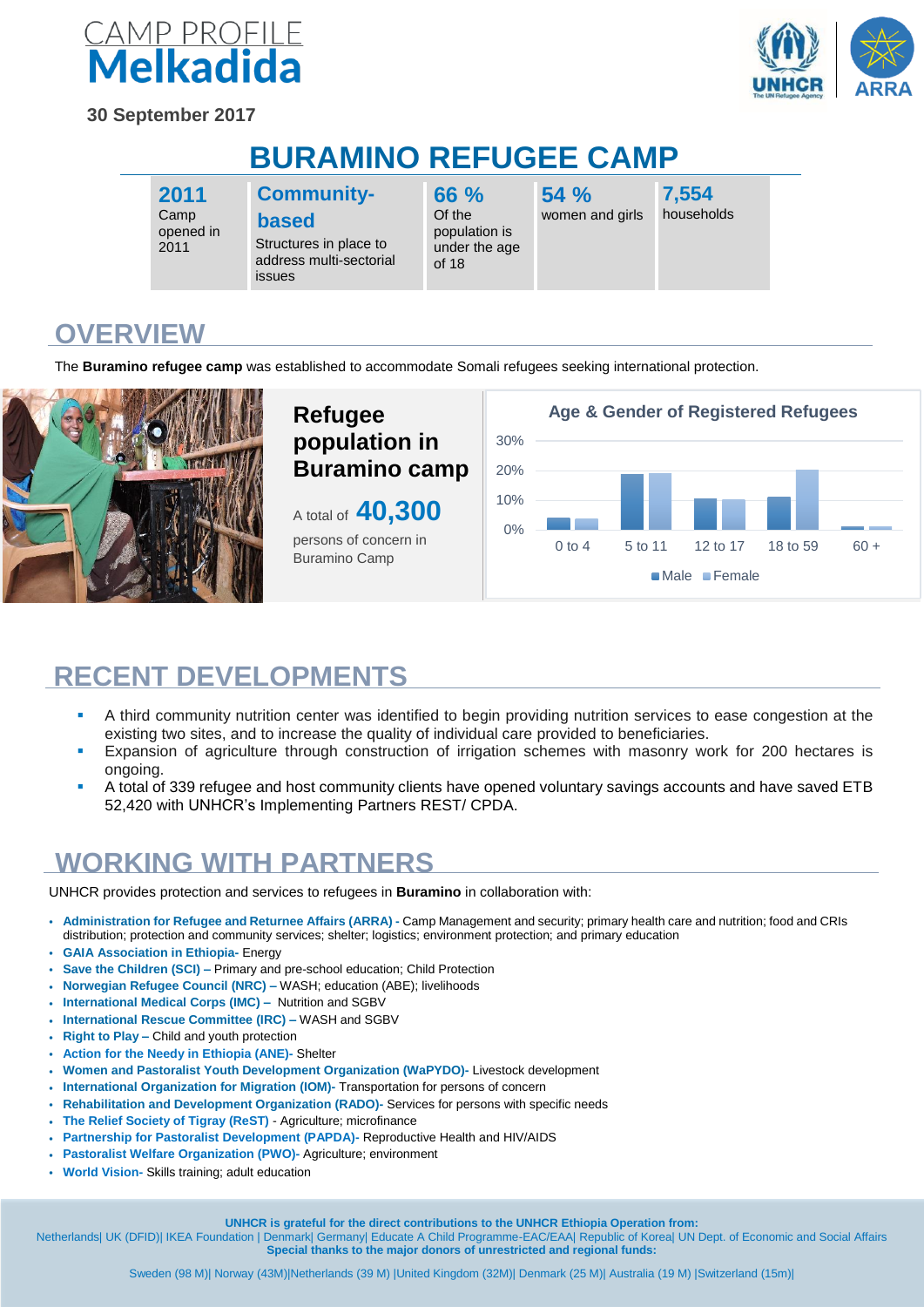# CAMP PROFILE
# Melkadida

**30 September 2017**

# BURAMINO REFUGEE CAMP

| **2011** | **Community-based** | **66 %** | **54 %** | **7,554** |
|---|---|---|---|---|
| Camp opened in 2011 | Structures in place to address multi-sectorial issues | Of the population is under the age of 18 | women and girls | households |

## OVERVIEW

The **Buramino refugee camp** was established to accommodate Somali refugees seeking international protection.

### Refugee population in Buramino camp

A total of **40,300** persons of concern in Buramino Camp

**Age & Gender of Registered Refugees**

| Age | Male | Female |
|---|---|---|
| 0 to 4 | ~4% | ~4% |
| 5 to 11 | ~19% | ~19% |
| 12 to 17 | ~11% | ~10% |
| 18 to 59 | ~11% | ~20% |
| 60 + | ~1% | ~1% |

## RECENT DEVELOPMENTS

- A third community nutrition center was identified to begin providing nutrition services to ease congestion at the existing two sites, and to increase the quality of individual care provided to beneficiaries.
- Expansion of agriculture through construction of irrigation schemes with masonry work for 200 hectares is ongoing.
- A total of 339 refugee and host community clients have opened voluntary savings accounts and have saved ETB 52,420 with UNHCR's Implementing Partners REST/ CPDA.

## WORKING WITH PARTNERS

UNHCR provides protection and services to refugees in **Buramino** in collaboration with:

- **Administration for Refugee and Returnee Affairs (ARRA) -** Camp Management and security; primary health care and nutrition; food and CRIs distribution; protection and community services; shelter; logistics; environment protection; and primary education
- **GAIA Association in Ethiopia-** Energy
- **Save the Children (SCI)** – Primary and pre-school education; Child Protection
- **Norwegian Refugee Council (NRC) –** WASH; education (ABE); livelihoods
- **International Medical Corps (IMC)** – Nutrition and SGBV
- **International Rescue Committee (IRC)** – WASH and SGBV
- **Right to Play –** Child and youth protection
- **Action for the Needy in Ethiopia (ANE)-** Shelter
- **Women and Pastoralist Youth Development Organization (WaPYDO)-** Livestock development
- **International Organization for Migration (IOM)-** Transportation for persons of concern
- **Rehabilitation and Development Organization (RADO)-** Services for persons with specific needs
- **The Relief Society of Tigray (ReST)** - Agriculture; microfinance
- **Partnership for Pastoralist Development (PAPDA)-** Reproductive Health and HIV/AIDS
- **Pastoralist Welfare Organization (PWO)-** Agriculture; environment
- **World Vision-** Skills training; adult education

**UNHCR is grateful for the direct contributions to the UNHCR Ethiopia Operation from:**

Netherlands| UK (DFID)| IKEA Foundation | Denmark| Germany| Educate A Child Programme-EAC/EAA| Republic of Korea| UN Dept. of Economic and Social Affairs

**Special thanks to the major donors of unrestricted and regional funds:**

Sweden (98 M)| Norway (43M)|Netherlands (39 M) |United Kingdom (32M)| Denmark (25 M)| Australia (19 M) |Switzerland (15m)|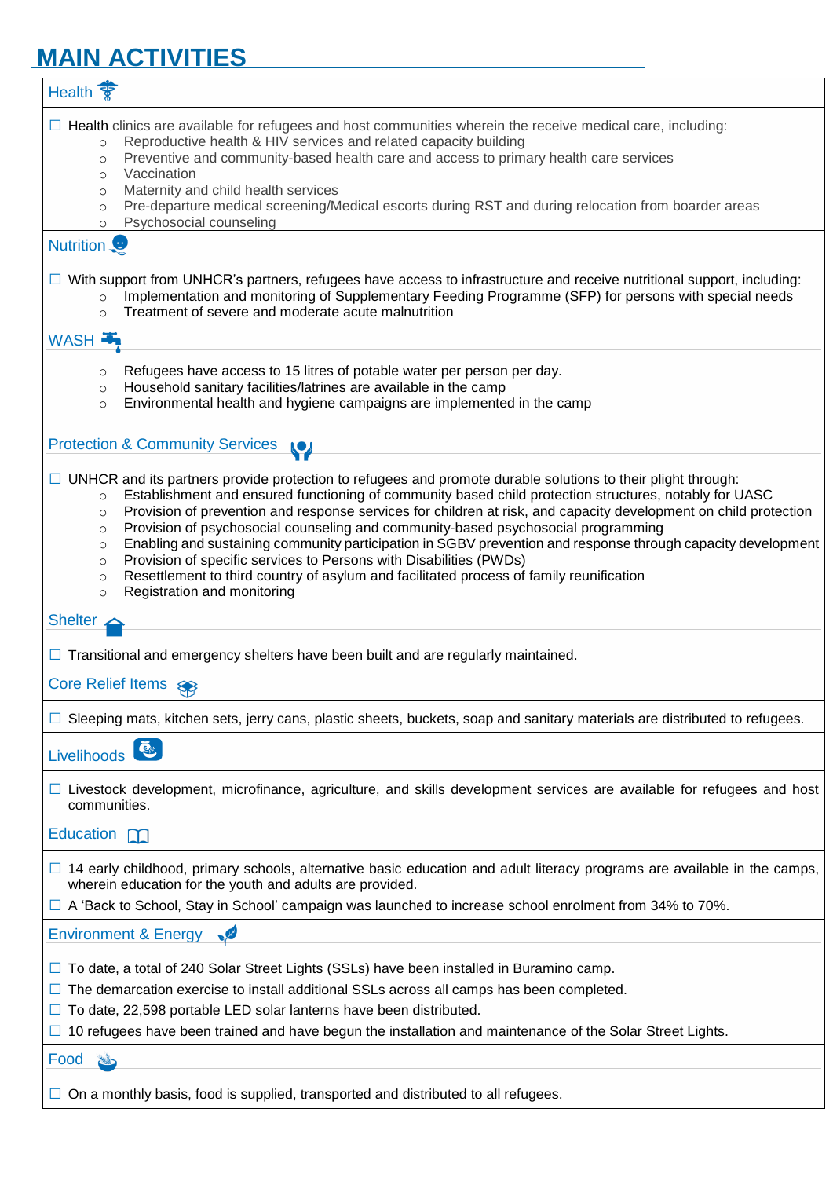# MAIN ACTIVITIES

## Health

- Health clinics are available for refugees and host communities wherein the receive medical care, including:
  - Reproductive health & HIV services and related capacity building
  - Preventive and community-based health care and access to primary health care services
  - Vaccination
  - Maternity and child health services
  - Pre-departure medical screening/Medical escorts during RST and during relocation from boarder areas
  - Psychosocial counseling

## Nutrition

- With support from UNHCR's partners, refugees have access to infrastructure and receive nutritional support, including:
  - Implementation and monitoring of Supplementary Feeding Programme (SFP) for persons with special needs
  - Treatment of severe and moderate acute malnutrition

## WASH

- Refugees have access to 15 litres of potable water per person per day.
- Household sanitary facilities/latrines are available in the camp
- Environmental health and hygiene campaigns are implemented in the camp

## Protection & Community Services

- UNHCR and its partners provide protection to refugees and promote durable solutions to their plight through:
  - Establishment and ensured functioning of community based child protection structures, notably for UASC
  - Provision of prevention and response services for children at risk, and capacity development on child protection
  - Provision of psychosocial counseling and community-based psychosocial programming
  - Enabling and sustaining community participation in SGBV prevention and response through capacity development
  - Provision of specific services to Persons with Disabilities (PWDs)
  - Resettlement to third country of asylum and facilitated process of family reunification
  - Registration and monitoring

## Shelter

- Transitional and emergency shelters have been built and are regularly maintained.

## Core Relief Items

- Sleeping mats, kitchen sets, jerry cans, plastic sheets, buckets, soap and sanitary materials are distributed to refugees.

## Livelihoods

- Livestock development, microfinance, agriculture, and skills development services are available for refugees and host communities.

## Education

- 14 early childhood, primary schools, alternative basic education and adult literacy programs are available in the camps, wherein education for the youth and adults are provided.
- A 'Back to School, Stay in School' campaign was launched to increase school enrolment from 34% to 70%.

## Environment & Energy

- To date, a total of 240 Solar Street Lights (SSLs) have been installed in Buramino camp.
- The demarcation exercise to install additional SSLs across all camps has been completed.
- To date, 22,598 portable LED solar lanterns have been distributed.
- 10 refugees have been trained and have begun the installation and maintenance of the Solar Street Lights.

## Food

- On a monthly basis, food is supplied, transported and distributed to all refugees.